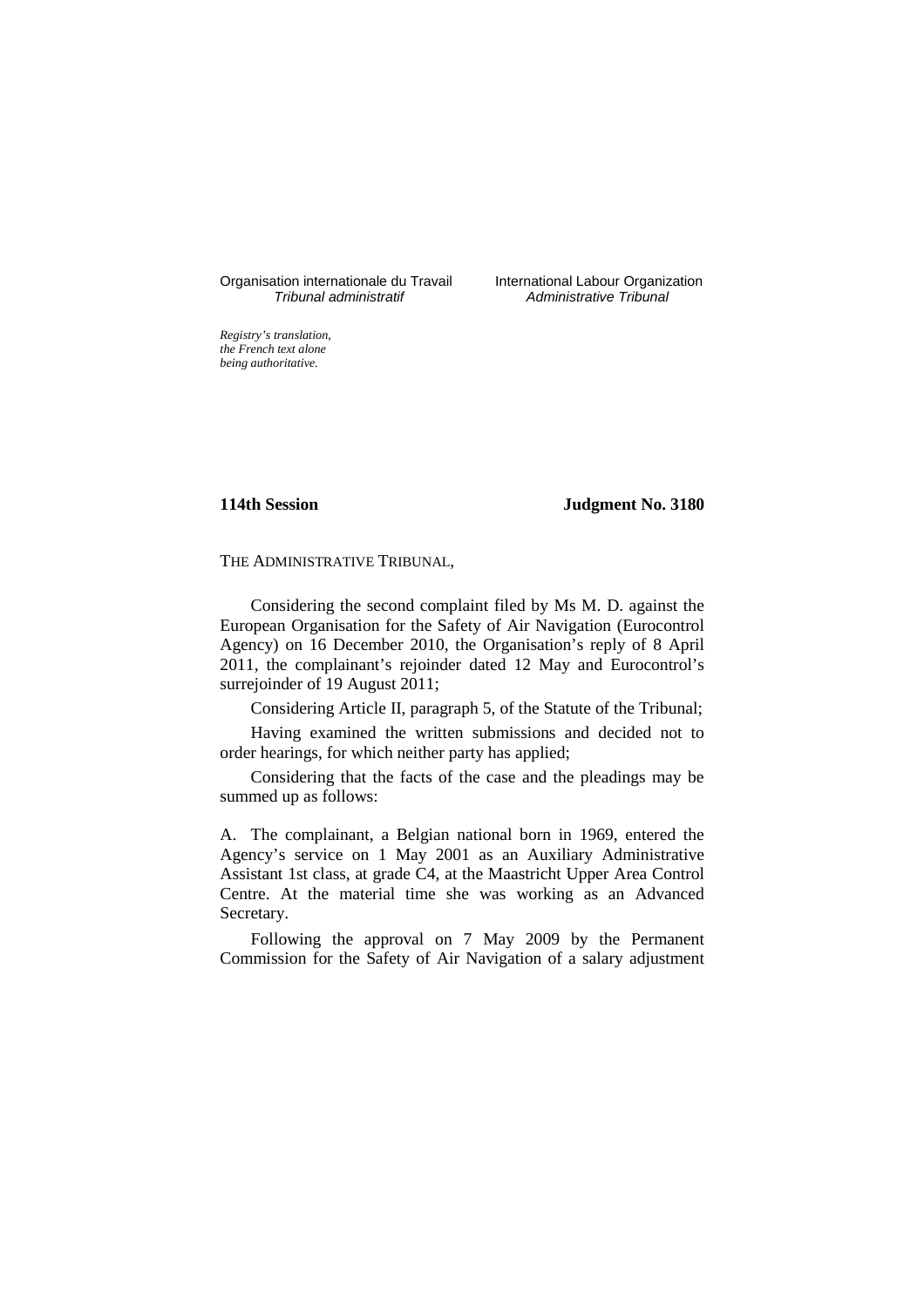Organisation internationale du Travail
*Tribunal administratif*

International Labour Organization
*Administrative Tribunal*

*Registry's translation, the French text alone being authoritative.*

**114th Session**

**Judgment No. 3180**

THE ADMINISTRATIVE TRIBUNAL,

Considering the second complaint filed by Ms M. D. against the European Organisation for the Safety of Air Navigation (Eurocontrol Agency) on 16 December 2010, the Organisation's reply of 8 April 2011, the complainant's rejoinder dated 12 May and Eurocontrol's surrejoinder of 19 August 2011;

Considering Article II, paragraph 5, of the Statute of the Tribunal;

Having examined the written submissions and decided not to order hearings, for which neither party has applied;

Considering that the facts of the case and the pleadings may be summed up as follows:

A. The complainant, a Belgian national born in 1969, entered the Agency's service on 1 May 2001 as an Auxiliary Administrative Assistant 1st class, at grade C4, at the Maastricht Upper Area Control Centre. At the material time she was working as an Advanced Secretary.

Following the approval on 7 May 2009 by the Permanent Commission for the Safety of Air Navigation of a salary adjustment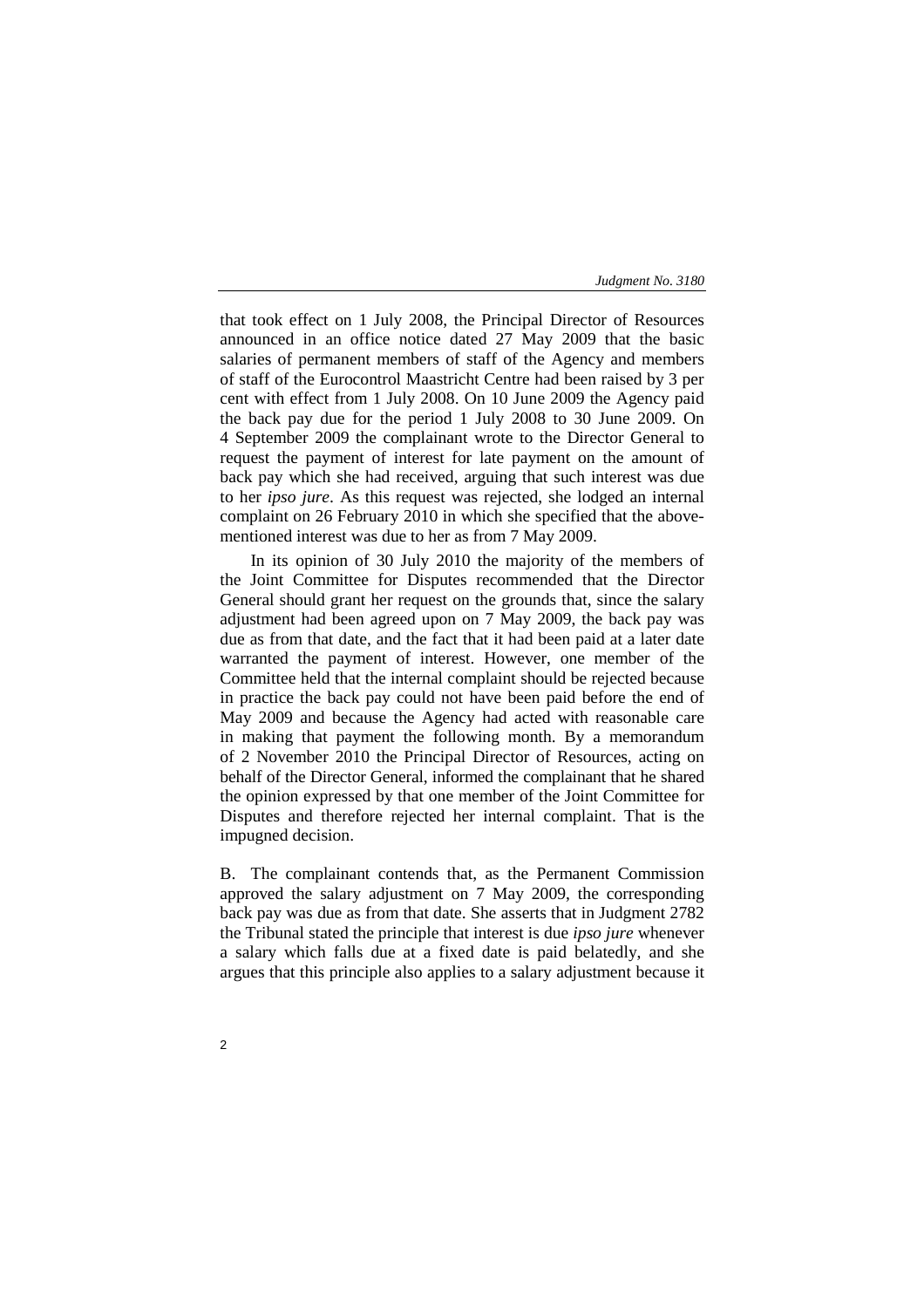that took effect on 1 July 2008, the Principal Director of Resources announced in an office notice dated 27 May 2009 that the basic salaries of permanent members of staff of the Agency and members of staff of the Eurocontrol Maastricht Centre had been raised by 3 per cent with effect from 1 July 2008. On 10 June 2009 the Agency paid the back pay due for the period 1 July 2008 to 30 June 2009. On 4 September 2009 the complainant wrote to the Director General to request the payment of interest for late payment on the amount of back pay which she had received, arguing that such interest was due to her *ipso jure*. As this request was rejected, she lodged an internal complaint on 26 February 2010 in which she specified that the above-mentioned interest was due to her as from 7 May 2009.

In its opinion of 30 July 2010 the majority of the members of the Joint Committee for Disputes recommended that the Director General should grant her request on the grounds that, since the salary adjustment had been agreed upon on 7 May 2009, the back pay was due as from that date, and the fact that it had been paid at a later date warranted the payment of interest. However, one member of the Committee held that the internal complaint should be rejected because in practice the back pay could not have been paid before the end of May 2009 and because the Agency had acted with reasonable care in making that payment the following month. By a memorandum of 2 November 2010 the Principal Director of Resources, acting on behalf of the Director General, informed the complainant that he shared the opinion expressed by that one member of the Joint Committee for Disputes and therefore rejected her internal complaint. That is the impugned decision.

B. The complainant contends that, as the Permanent Commission approved the salary adjustment on 7 May 2009, the corresponding back pay was due as from that date. She asserts that in Judgment 2782 the Tribunal stated the principle that interest is due *ipso jure* whenever a salary which falls due at a fixed date is paid belatedly, and she argues that this principle also applies to a salary adjustment because it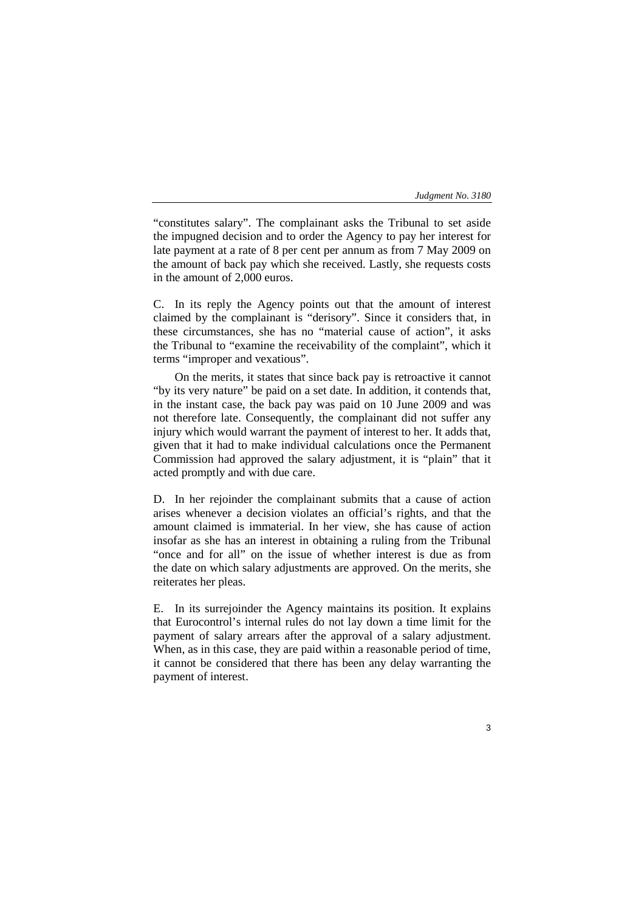"constitutes salary". The complainant asks the Tribunal to set aside the impugned decision and to order the Agency to pay her interest for late payment at a rate of 8 per cent per annum as from 7 May 2009 on the amount of back pay which she received. Lastly, she requests costs in the amount of 2,000 euros.

C. In its reply the Agency points out that the amount of interest claimed by the complainant is "derisory". Since it considers that, in these circumstances, she has no "material cause of action", it asks the Tribunal to "examine the receivability of the complaint", which it terms "improper and vexatious".

On the merits, it states that since back pay is retroactive it cannot "by its very nature" be paid on a set date. In addition, it contends that, in the instant case, the back pay was paid on 10 June 2009 and was not therefore late. Consequently, the complainant did not suffer any injury which would warrant the payment of interest to her. It adds that, given that it had to make individual calculations once the Permanent Commission had approved the salary adjustment, it is "plain" that it acted promptly and with due care.

D. In her rejoinder the complainant submits that a cause of action arises whenever a decision violates an official's rights, and that the amount claimed is immaterial. In her view, she has cause of action insofar as she has an interest in obtaining a ruling from the Tribunal "once and for all" on the issue of whether interest is due as from the date on which salary adjustments are approved. On the merits, she reiterates her pleas.

E. In its surrejoinder the Agency maintains its position. It explains that Eurocontrol's internal rules do not lay down a time limit for the payment of salary arrears after the approval of a salary adjustment. When, as in this case, they are paid within a reasonable period of time, it cannot be considered that there has been any delay warranting the payment of interest.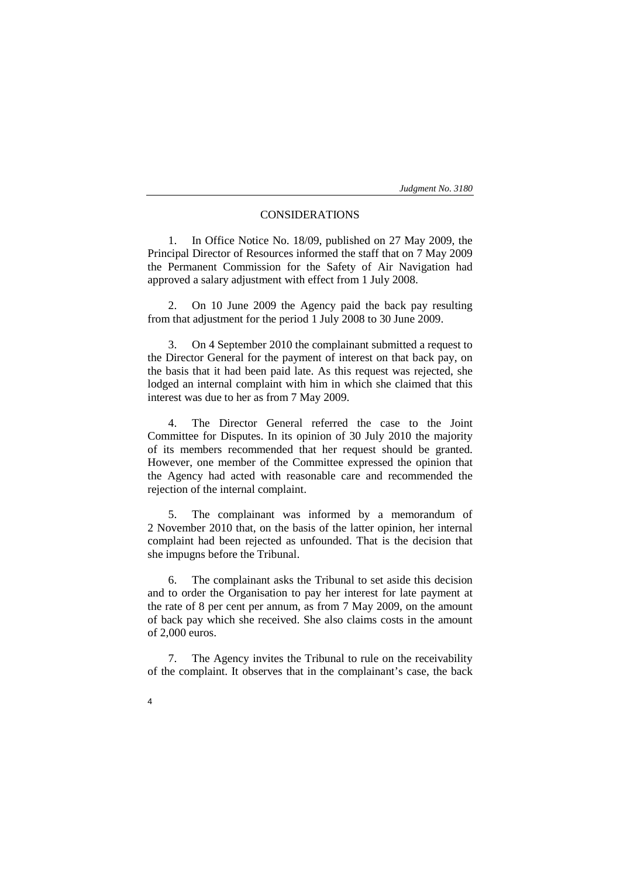## CONSIDERATIONS

1. In Office Notice No. 18/09, published on 27 May 2009, the Principal Director of Resources informed the staff that on 7 May 2009 the Permanent Commission for the Safety of Air Navigation had approved a salary adjustment with effect from 1 July 2008.

2. On 10 June 2009 the Agency paid the back pay resulting from that adjustment for the period 1 July 2008 to 30 June 2009.

3. On 4 September 2010 the complainant submitted a request to the Director General for the payment of interest on that back pay, on the basis that it had been paid late. As this request was rejected, she lodged an internal complaint with him in which she claimed that this interest was due to her as from 7 May 2009.

4. The Director General referred the case to the Joint Committee for Disputes. In its opinion of 30 July 2010 the majority of its members recommended that her request should be granted. However, one member of the Committee expressed the opinion that the Agency had acted with reasonable care and recommended the rejection of the internal complaint.

5. The complainant was informed by a memorandum of 2 November 2010 that, on the basis of the latter opinion, her internal complaint had been rejected as unfounded. That is the decision that she impugns before the Tribunal.

6. The complainant asks the Tribunal to set aside this decision and to order the Organisation to pay her interest for late payment at the rate of 8 per cent per annum, as from 7 May 2009, on the amount of back pay which she received. She also claims costs in the amount of 2,000 euros.

7. The Agency invites the Tribunal to rule on the receivability of the complaint. It observes that in the complainant's case, the back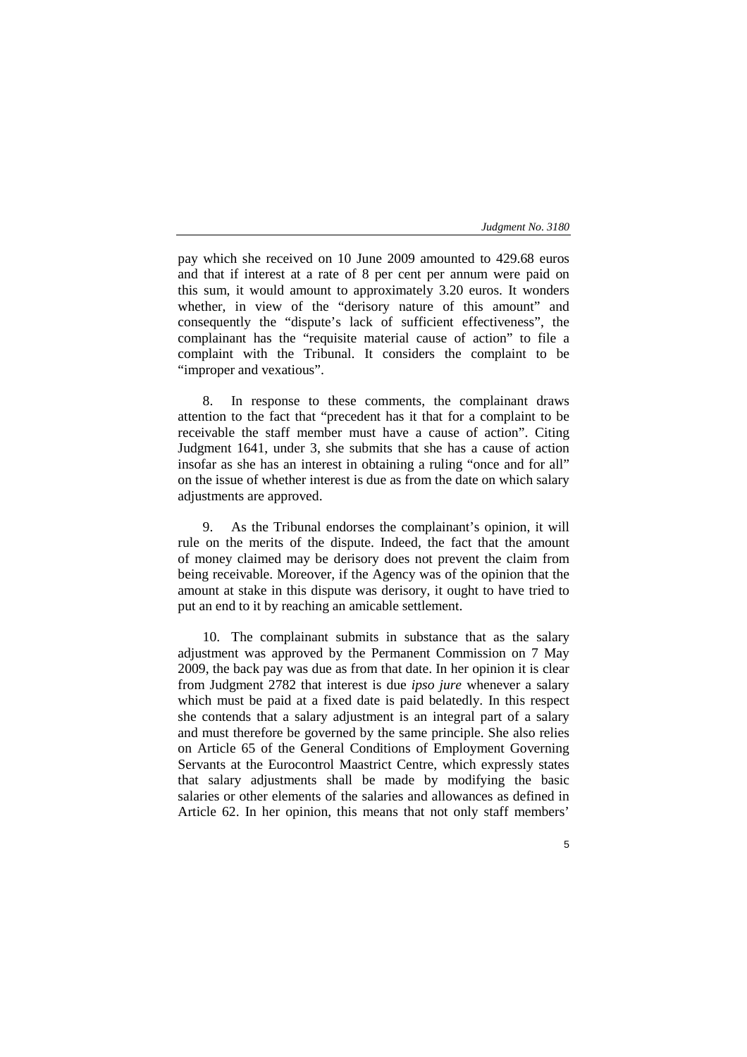pay which she received on 10 June 2009 amounted to 429.68 euros and that if interest at a rate of 8 per cent per annum were paid on this sum, it would amount to approximately 3.20 euros. It wonders whether, in view of the "derisory nature of this amount" and consequently the "dispute's lack of sufficient effectiveness", the complainant has the "requisite material cause of action" to file a complaint with the Tribunal. It considers the complaint to be "improper and vexatious".

8. In response to these comments, the complainant draws attention to the fact that "precedent has it that for a complaint to be receivable the staff member must have a cause of action". Citing Judgment 1641, under 3, she submits that she has a cause of action insofar as she has an interest in obtaining a ruling "once and for all" on the issue of whether interest is due as from the date on which salary adjustments are approved.

9. As the Tribunal endorses the complainant's opinion, it will rule on the merits of the dispute. Indeed, the fact that the amount of money claimed may be derisory does not prevent the claim from being receivable. Moreover, if the Agency was of the opinion that the amount at stake in this dispute was derisory, it ought to have tried to put an end to it by reaching an amicable settlement.

10. The complainant submits in substance that as the salary adjustment was approved by the Permanent Commission on 7 May 2009, the back pay was due as from that date. In her opinion it is clear from Judgment 2782 that interest is due *ipso jure* whenever a salary which must be paid at a fixed date is paid belatedly. In this respect she contends that a salary adjustment is an integral part of a salary and must therefore be governed by the same principle. She also relies on Article 65 of the General Conditions of Employment Governing Servants at the Eurocontrol Maastrict Centre, which expressly states that salary adjustments shall be made by modifying the basic salaries or other elements of the salaries and allowances as defined in Article 62. In her opinion, this means that not only staff members'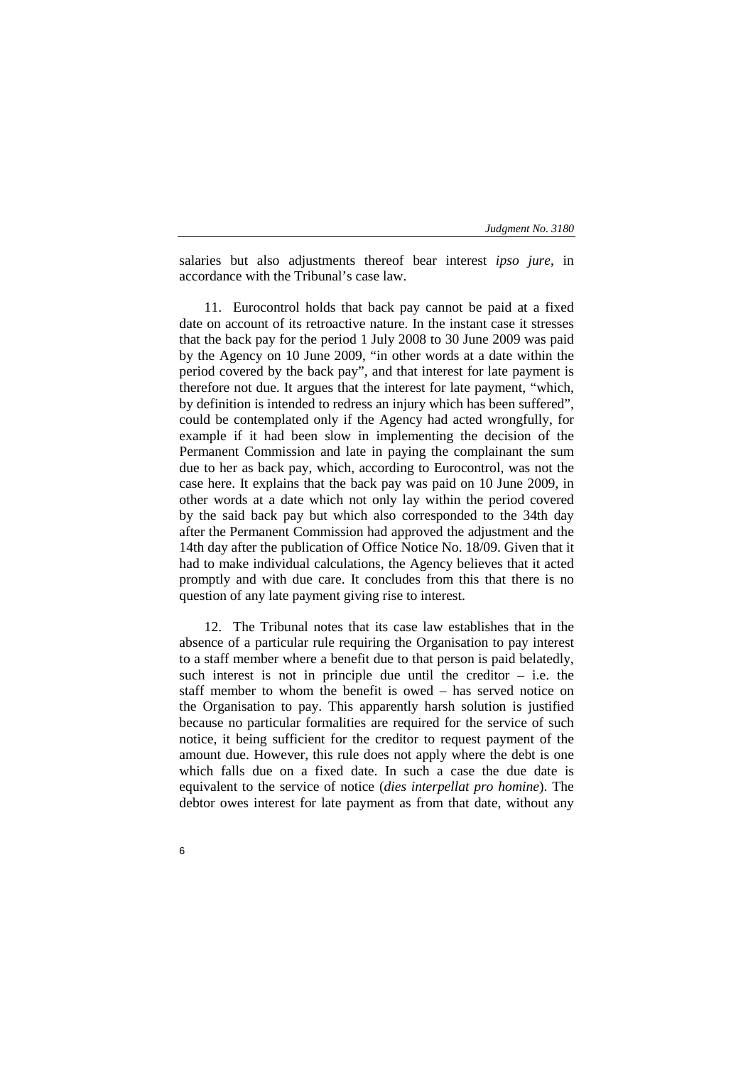salaries but also adjustments thereof bear interest *ipso jure*, in accordance with the Tribunal's case law.

11. Eurocontrol holds that back pay cannot be paid at a fixed date on account of its retroactive nature. In the instant case it stresses that the back pay for the period 1 July 2008 to 30 June 2009 was paid by the Agency on 10 June 2009, "in other words at a date within the period covered by the back pay", and that interest for late payment is therefore not due. It argues that the interest for late payment, "which, by definition is intended to redress an injury which has been suffered", could be contemplated only if the Agency had acted wrongfully, for example if it had been slow in implementing the decision of the Permanent Commission and late in paying the complainant the sum due to her as back pay, which, according to Eurocontrol, was not the case here. It explains that the back pay was paid on 10 June 2009, in other words at a date which not only lay within the period covered by the said back pay but which also corresponded to the 34th day after the Permanent Commission had approved the adjustment and the 14th day after the publication of Office Notice No. 18/09. Given that it had to make individual calculations, the Agency believes that it acted promptly and with due care. It concludes from this that there is no question of any late payment giving rise to interest.

12. The Tribunal notes that its case law establishes that in the absence of a particular rule requiring the Organisation to pay interest to a staff member where a benefit due to that person is paid belatedly, such interest is not in principle due until the creditor – i.e. the staff member to whom the benefit is owed – has served notice on the Organisation to pay. This apparently harsh solution is justified because no particular formalities are required for the service of such notice, it being sufficient for the creditor to request payment of the amount due. However, this rule does not apply where the debt is one which falls due on a fixed date. In such a case the due date is equivalent to the service of notice (*dies interpellat pro homine*). The debtor owes interest for late payment as from that date, without any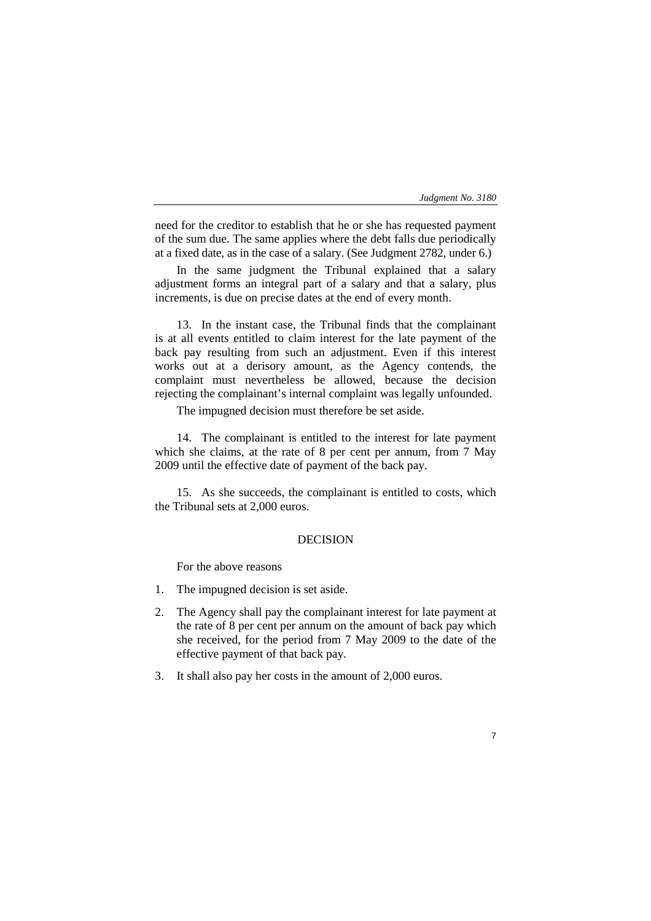need for the creditor to establish that he or she has requested payment of the sum due. The same applies where the debt falls due periodically at a fixed date, as in the case of a salary. (See Judgment 2782, under 6.)

In the same judgment the Tribunal explained that a salary adjustment forms an integral part of a salary and that a salary, plus increments, is due on precise dates at the end of every month.

13. In the instant case, the Tribunal finds that the complainant is at all events entitled to claim interest for the late payment of the back pay resulting from such an adjustment. Even if this interest works out at a derisory amount, as the Agency contends, the complaint must nevertheless be allowed, because the decision rejecting the complainant's internal complaint was legally unfounded.

The impugned decision must therefore be set aside.

14. The complainant is entitled to the interest for late payment which she claims, at the rate of 8 per cent per annum, from 7 May 2009 until the effective date of payment of the back pay.

15. As she succeeds, the complainant is entitled to costs, which the Tribunal sets at 2,000 euros.

## DECISION

For the above reasons

1. The impugned decision is set aside.
2. The Agency shall pay the complainant interest for late payment at the rate of 8 per cent per annum on the amount of back pay which she received, for the period from 7 May 2009 to the date of the effective payment of that back pay.
3. It shall also pay her costs in the amount of 2,000 euros.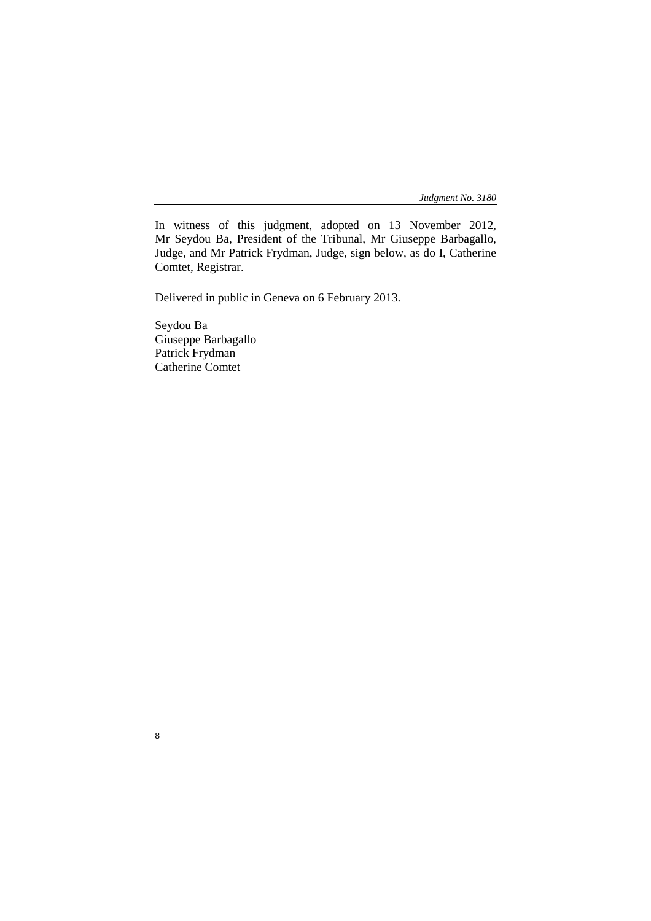In witness of this judgment, adopted on 13 November 2012, Mr Seydou Ba, President of the Tribunal, Mr Giuseppe Barbagallo, Judge, and Mr Patrick Frydman, Judge, sign below, as do I, Catherine Comtet, Registrar.

Delivered in public in Geneva on 6 February 2013.

Seydou Ba
Giuseppe Barbagallo
Patrick Frydman
Catherine Comtet